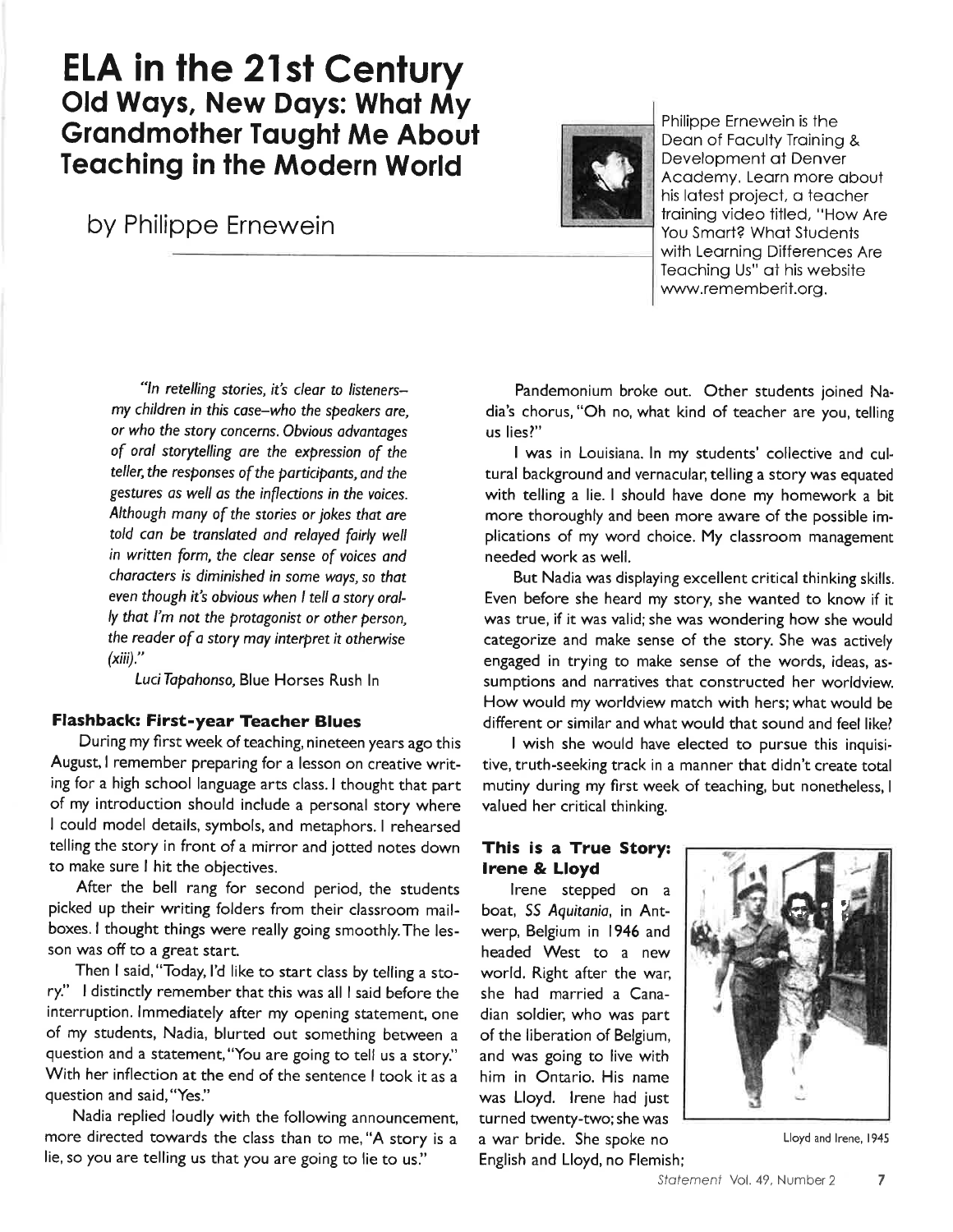# ELA in the 21st Century

## Old Ways, New Days: What My Grandmother Taught Me About Teaching in the Modern World

by Philippe Ernewein

Philippe Ernewein is the Dean of Faculty Training & Development at Denver Academy. Learn more about his latest project, a teacher training video titled, "How Are You Smart? What Students with Learning Differences Are Teaching Us" at his website www.rememberit.org.

> *"In retelling stories, it's clear to listeners—my children in this case—who the speakers are, or who the story concerns. Obvious advantages of oral storytelling are the expression of the teller, the responses of the participants, and the gestures as well as the inflections in the voices. Although many of the stories or jokes that are told can be translated and relayed fairly well in written form, the clear sense of voices and characters is diminished in some ways, so that even though it's obvious when I tell a story orally that I'm not the protagonist or other person, the reader of a story may interpret it otherwise (xiii)."*
>
> *Luci Tapahonso,* Blue Horses Rush In

### Flashback: First-year Teacher Blues

During my first week of teaching, nineteen years ago this August, I remember preparing for a lesson on creative writing for a high school language arts class. I thought that part of my introduction should include a personal story where I could model details, symbols, and metaphors. I rehearsed telling the story in front of a mirror and jotted notes down to make sure I hit the objectives.

After the bell rang for second period, the students picked up their writing folders from their classroom mailboxes. I thought things were really going smoothly. The lesson was off to a great start.

Then I said, "Today, I'd like to start class by telling a story." I distinctly remember that this was all I said before the interruption. Immediately after my opening statement, one of my students, Nadia, blurted out something between a question and a statement, "You are going to tell us a story." With her inflection at the end of the sentence I took it as a question and said, "Yes."

Nadia replied loudly with the following announcement, more directed towards the class than to me, "A story is a lie, so you are telling us that you are going to lie to us."

Pandemonium broke out. Other students joined Nadia's chorus, "Oh no, what kind of teacher are you, telling us lies?"

I was in Louisiana. In my students' collective and cultural background and vernacular, telling a story was equated with telling a lie. I should have done my homework a bit more thoroughly and been more aware of the possible implications of my word choice. My classroom management needed work as well.

But Nadia was displaying excellent critical thinking skills. Even before she heard my story, she wanted to know if it was true, if it was valid; she was wondering how she would categorize and make sense of the story. She was actively engaged in trying to make sense of the words, ideas, assumptions and narratives that constructed her worldview. How would my worldview match with hers; what would be different or similar and what would that sound and feel like?

I wish she would have elected to pursue this inquisitive, truth-seeking track in a manner that didn't create total mutiny during my first week of teaching, but nonetheless, I valued her critical thinking.

### This is a True Story: Irene & Lloyd

Irene stepped on a boat, *SS Aquitania*, in Antwerp, Belgium in 1946 and headed West to a new world. Right after the war, she had married a Canadian soldier, who was part of the liberation of Belgium, and was going to live with him in Ontario. His name was Lloyd. Irene had just turned twenty-two; she was a war bride. She spoke no English and Lloyd, no Flemish;

Lloyd and Irene, 1945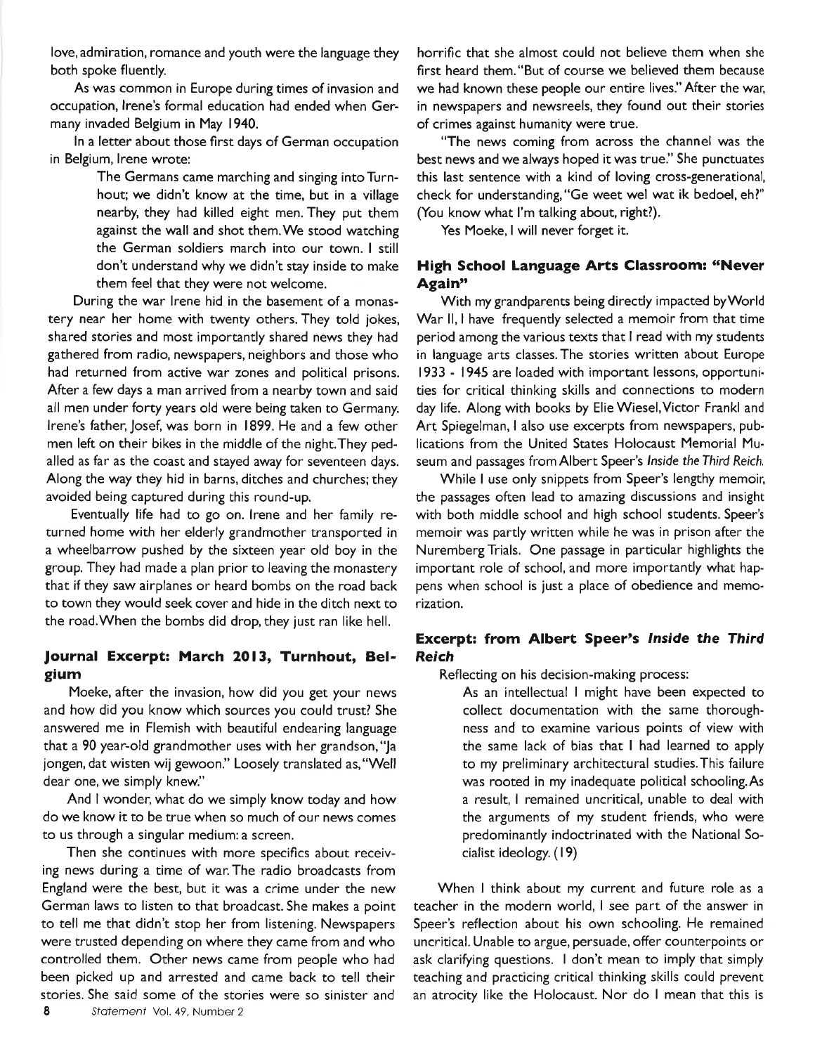love, admiration, romance and youth were the language they both spoke fluently.

As was common in Europe during times of invasion and occupation, Irene's formal education had ended when Germany invaded Belgium in May 1940.

In a letter about those first days of German occupation in Belgium, Irene wrote:

> The Germans came marching and singing into Turnhout; we didn't know at the time, but in a village nearby, they had killed eight men. They put them against the wall and shot them. We stood watching the German soldiers march into our town. I still don't understand why we didn't stay inside to make them feel that they were not welcome.

During the war Irene hid in the basement of a monastery near her home with twenty others. They told jokes, shared stories and most importantly shared news they had gathered from radio, newspapers, neighbors and those who had returned from active war zones and political prisons. After a few days a man arrived from a nearby town and said all men under forty years old were being taken to Germany. Irene's father, Josef, was born in 1899. He and a few other men left on their bikes in the middle of the night. They pedalled as far as the coast and stayed away for seventeen days. Along the way they hid in barns, ditches and churches; they avoided being captured during this round-up.

Eventually life had to go on. Irene and her family returned home with her elderly grandmother transported in a wheelbarrow pushed by the sixteen year old boy in the group. They had made a plan prior to leaving the monastery that if they saw airplanes or heard bombs on the road back to town they would seek cover and hide in the ditch next to the road. When the bombs did drop, they just ran like hell.

### Journal Excerpt: March 2013, Turnhout, Belgium

Moeke, after the invasion, how did you get your news and how did you know which sources you could trust? She answered me in Flemish with beautiful endearing language that a 90 year-old grandmother uses with her grandson, "Ja jongen, dat wisten wij gewoon." Loosely translated as, "Well dear one, we simply knew."

And I wonder, what do we simply know today and how do we know it to be true when so much of our news comes to us through a singular medium: a screen.

Then she continues with more specifics about receiving news during a time of war. The radio broadcasts from England were the best, but it was a crime under the new German laws to listen to that broadcast. She makes a point to tell me that didn't stop her from listening. Newspapers were trusted depending on where they came from and who controlled them. Other news came from people who had been picked up and arrested and came back to tell their stories. She said some of the stories were so sinister and horrific that she almost could not believe them when she first heard them. "But of course we believed them because we had known these people our entire lives." After the war, in newspapers and newsreels, they found out their stories of crimes against humanity were true.

"The news coming from across the channel was the best news and we always hoped it was true." She punctuates this last sentence with a kind of loving cross-generational, check for understanding, "Ge weet wel wat ik bedoel, eh?" (You know what I'm talking about, right?).

Yes Moeke, I will never forget it.

### High School Language Arts Classroom: "Never Again"

With my grandparents being directly impacted by World War II, I have frequently selected a memoir from that time period among the various texts that I read with my students in language arts classes. The stories written about Europe 1933 - 1945 are loaded with important lessons, opportunities for critical thinking skills and connections to modern day life. Along with books by Elie Wiesel, Victor Frankl and Art Spiegelman, I also use excerpts from newspapers, publications from the United States Holocaust Memorial Museum and passages from Albert Speer's *Inside the Third Reich.*

While I use only snippets from Speer's lengthy memoir, the passages often lead to amazing discussions and insight with both middle school and high school students. Speer's memoir was partly written while he was in prison after the Nuremberg Trials. One passage in particular highlights the important role of school, and more importantly what happens when school is just a place of obedience and memorization.

### Excerpt: from Albert Speer's *Inside the Third Reich*

Reflecting on his decision-making process:

> As an intellectual I might have been expected to collect documentation with the same thoroughness and to examine various points of view with the same lack of bias that I had learned to apply to my preliminary architectural studies. This failure was rooted in my inadequate political schooling. As a result, I remained uncritical, unable to deal with the arguments of my student friends, who were predominantly indoctrinated with the National Socialist ideology. (19)

When I think about my current and future role as a teacher in the modern world, I see part of the answer in Speer's reflection about his own schooling. He remained uncritical. Unable to argue, persuade, offer counterpoints or ask clarifying questions. I don't mean to imply that simply teaching and practicing critical thinking skills could prevent an atrocity like the Holocaust. Nor do I mean that this is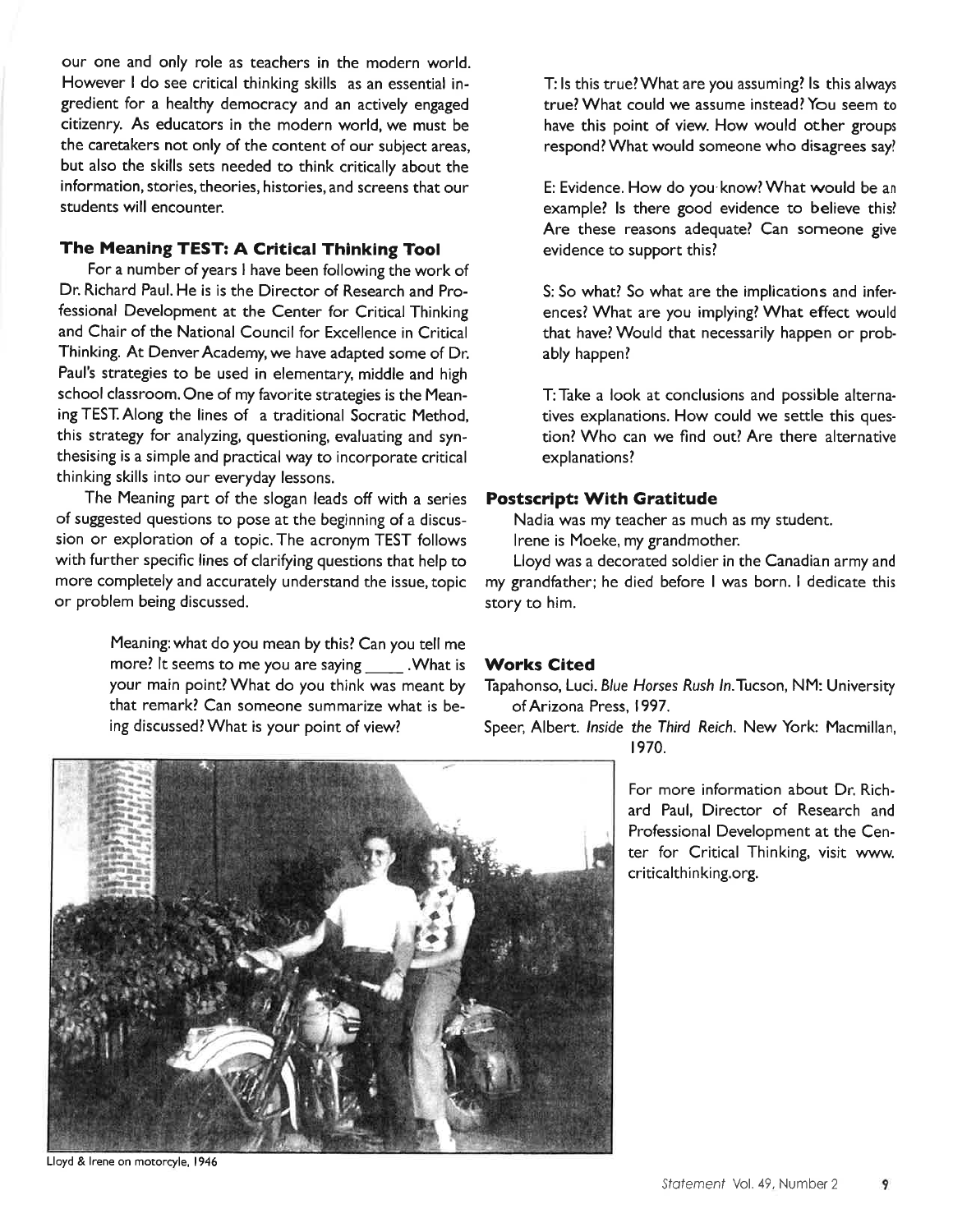our one and only role as teachers in the modern world. However I do see critical thinking skills as an essential ingredient for a healthy democracy and an actively engaged citizenry. As educators in the modern world, we must be the caretakers not only of the content of our subject areas, but also the skills sets needed to think critically about the information, stories, theories, histories, and screens that our students will encounter.

### The Meaning TEST: A Critical Thinking Tool

For a number of years I have been following the work of Dr. Richard Paul. He is the Director of Research and Professional Development at the Center for Critical Thinking and Chair of the National Council for Excellence in Critical Thinking. At Denver Academy, we have adapted some of Dr. Paul's strategies to be used in elementary, middle and high school classroom. One of my favorite strategies is the Meaning TEST. Along the lines of a traditional Socratic Method, this strategy for analyzing, questioning, evaluating and synthesising is a simple and practical way to incorporate critical thinking skills into our everyday lessons.

The Meaning part of the slogan leads off with a series of suggested questions to pose at the beginning of a discussion or exploration of a topic. The acronym TEST follows with further specific lines of clarifying questions that help to more completely and accurately understand the issue, topic or problem being discussed.

> Meaning: what do you mean by this? Can you tell me more? It seems to me you are saying ____. What is your main point? What do you think was meant by that remark? Can someone summarize what is being discussed? What is your point of view?

> T: Is this true? What are you assuming? Is this always true? What could we assume instead? You seem to have this point of view. How would other groups respond? What would someone who disagrees say?

> E: Evidence. How do you know? What would be an example? Is there good evidence to believe this? Are these reasons adequate? Can someone give evidence to support this?

> S: So what? So what are the implications and inferences? What are you implying? What effect would that have? Would that necessarily happen or probably happen?

> T: Take a look at conclusions and possible alternatives explanations. How could we settle this question? Who can we find out? Are there alternative explanations?

### Postscript: With Gratitude

Nadia was my teacher as much as my student.

Irene is Moeke, my grandmother.

Lloyd was a decorated soldier in the Canadian army and my grandfather; he died before I was born. I dedicate this story to him.

### Works Cited

Tapahonso, Luci. *Blue Horses Rush In.* Tucson, NM: University of Arizona Press, 1997.

Speer, Albert. *Inside the Third Reich.* New York: Macmillan, 1970.

For more information about Dr. Richard Paul, Director of Research and Professional Development at the Center for Critical Thinking, visit www.criticalthinking.org.

Lloyd & Irene on motorcyle, 1946